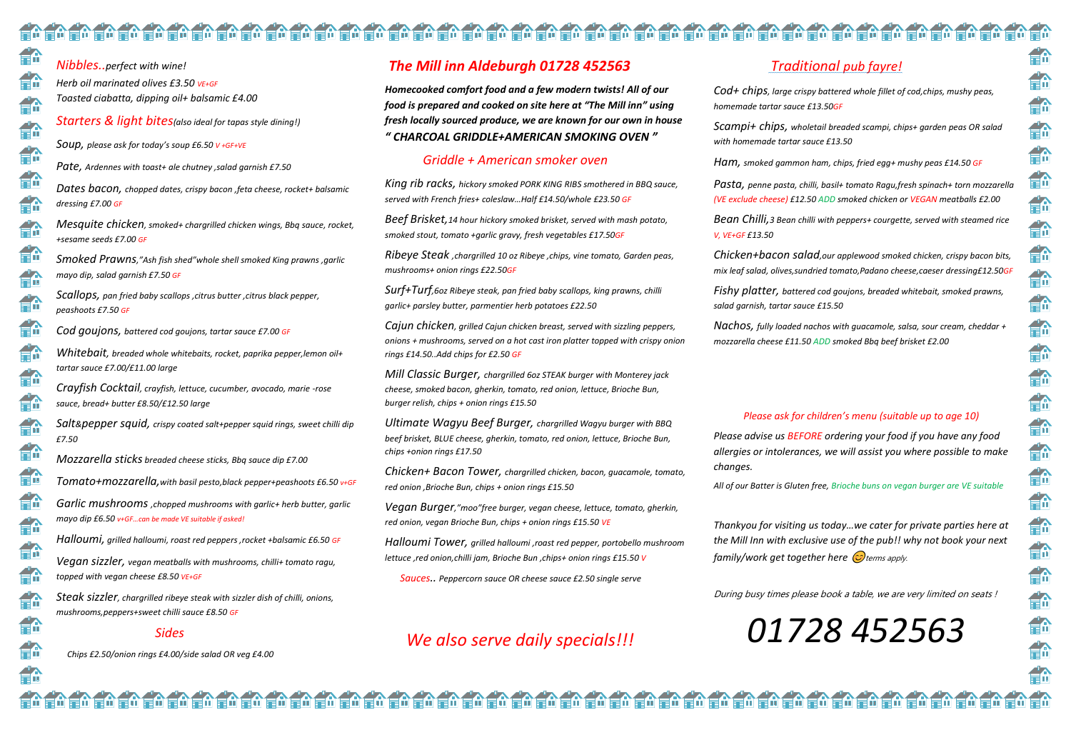## *Nibbles..perfect with wine!*

*Herb oil marinated olives £3.50 VE+GF*

*Toasted ciabatta, dipping oil+ balsamic £4.00*

## *Starters & light bites(also ideal for tapas style dining!)*

*Soup, please ask for today's soup £6.50 V +GF+VE*

*Pate, Ardennes with toast+ ale chutney ,salad garnish £7.50*

*Dates bacon, chopped dates, crispy bacon ,feta cheese, rocket+ balsamic dressing £7.00 GF*

*Mesquite chicken, smoked+ chargrilled chicken wings, Bbq sauce, rocket, +sesame seeds £7.00 GF*

*Smoked Prawns,"Ash fish shed"whole shell smoked King prawns ,garlic mayo dip, salad garnish £7.50 GF*

*Scallops, pan fried baby scallops ,citrus butter ,citrus black pepper, peashoots £7.50 GF*

*Cod goujons, battered cod goujons, tartar sauce £7.00 GF*

*Whitebait, breaded whole whitebaits, rocket, paprika pepper,lemon oil+ tartar sauce £7.00/£11.00 large*

*Crayfish Cocktail, crayfish, lettuce, cucumber, avocado, marie -rose sauce, bread+ butter £8.50/£12.50 large*

*Salt&pepper squid, crispy coated salt+pepper squid rings, sweet chilli dip £7.50*

*Mozzarella sticks breaded cheese sticks, Bbq sauce dip £7.00*

*Tomato+mozzarella,with basil pesto,black pepper+peashoots £6.50 v+GF*

*Garlic mushrooms ,chopped mushrooms with garlic+ herb butter, garlic mayo dip £6.50 v+GF…can be made VE suitable if asked!*

*Halloumi, grilled halloumi, roast red peppers ,rocket +balsamic £6.50 GF*

*Vegan sizzler, vegan meatballs with mushrooms, chilli+ tomato ragu, topped with vegan cheese £8.50 VE+GF*

*Steak sizzler, chargrilled ribeye steak with sizzler dish of chilli, onions, mushrooms,peppers+sweet chilli sauce £8.50 GF*

## *Sides*

*Chips £2.50/onion rings £4.00/side salad OR veg £4.00*

# *The Mill inn Aldeburgh 01728 452563*

***Homecooked comfort food and a few modern twists! All of our food is prepared and cooked on site here at "The Mill inn" using fresh locally sourced produce, we are known for our own in house " CHARCOAL GRIDDLE+AMERICAN SMOKING OVEN "***

## *Griddle + American smoker oven*

*King rib racks, hickory smoked PORK KING RIBS smothered in BBQ sauce, served with French fries+ coleslaw…Half £14.50/whole £23.50 GF*

*Beef Brisket,14 hour hickory smoked brisket, served with mash potato, smoked stout, tomato +garlic gravy, fresh vegetables £17.50GF*

*Ribeye Steak ,chargrilled 10 oz Ribeye ,chips, vine tomato, Garden peas, mushrooms+ onion rings £22.50GF*

*Surf+Turf,6oz Ribeye steak, pan fried baby scallops, king prawns, chilli garlic+ parsley butter, parmentier herb potatoes £22.50*

*Cajun chicken, grilled Cajun chicken breast, served with sizzling peppers, onions + mushrooms, served on a hot cast iron platter topped with crispy onion rings £14.50..Add chips for £2.50 GF*

*Mill Classic Burger, chargrilled 6oz STEAK burger with Monterey jack cheese, smoked bacon, gherkin, tomato, red onion, lettuce, Brioche Bun, burger relish, chips + onion rings £15.50*

*Ultimate Wagyu Beef Burger, chargrilled Wagyu burger with BBQ beef brisket, BLUE cheese, gherkin, tomato, red onion, lettuce, Brioche Bun, chips +onion rings £17.50*

*Chicken+ Bacon Tower, chargrilled chicken, bacon, guacamole, tomato, red onion ,Brioche Bun, chips + onion rings £15.50*

*Vegan Burger,"moo"free burger, vegan cheese, lettuce, tomato, gherkin, red onion, vegan Brioche Bun, chips + onion rings £15.50 VE*

*Halloumi Tower, grilled halloumi ,roast red pepper, portobello mushroom lettuce ,red onion,chilli jam, Brioche Bun ,chips+ onion rings £15.50 V*

*Sauces.. Peppercorn sauce OR cheese sauce £2.50 single serve*

## *We also serve daily specials!!!*

## *Traditional pub fayre!*

*Cod+ chips, large crispy battered whole fillet of cod,chips, mushy peas, homemade tartar sauce £13.50GF*

*Scampi+ chips, wholetail breaded scampi, chips+ garden peas OR salad with homemade tartar sauce £13.50*

*Ham, smoked gammon ham, chips, fried egg+ mushy peas £14.50 GF*

*Pasta, penne pasta, chilli, basil+ tomato Ragu,fresh spinach+ torn mozzarella (VE exclude cheese) £12.50 ADD smoked chicken or VEGAN meatballs £2.00*

*Bean Chilli,3 Bean chilli with peppers+ courgette, served with steamed rice V, VE+GF £13.50*

*Chicken+bacon salad,our applewood smoked chicken, crispy bacon bits, mix leaf salad, olives,sundried tomato,Padano cheese,caeser dressing£12.50GF*

*Fishy platter, battered cod goujons, breaded whitebait, smoked prawns, salad garnish, tartar sauce £15.50*

*Nachos, fully loaded nachos with guacamole, salsa, sour cream, cheddar + mozzarella cheese £11.50 ADD smoked Bbq beef brisket £2.00*

*Please ask for children's menu (suitable up to age 10)*

*Please advise us BEFORE ordering your food if you have any food allergies or intolerances, we will assist you where possible to make changes.*

*All of our Batter is Gluten free, Brioche buns on vegan burger are VE suitable*

*Thankyou for visiting us today…we cater for private parties here at the Mill Inn with exclusive use of the pub!! why not book your next family/work get together here 😊 terms apply.*

*During busy times please book a table, we are very limited on seats !*

# *01728 452563*